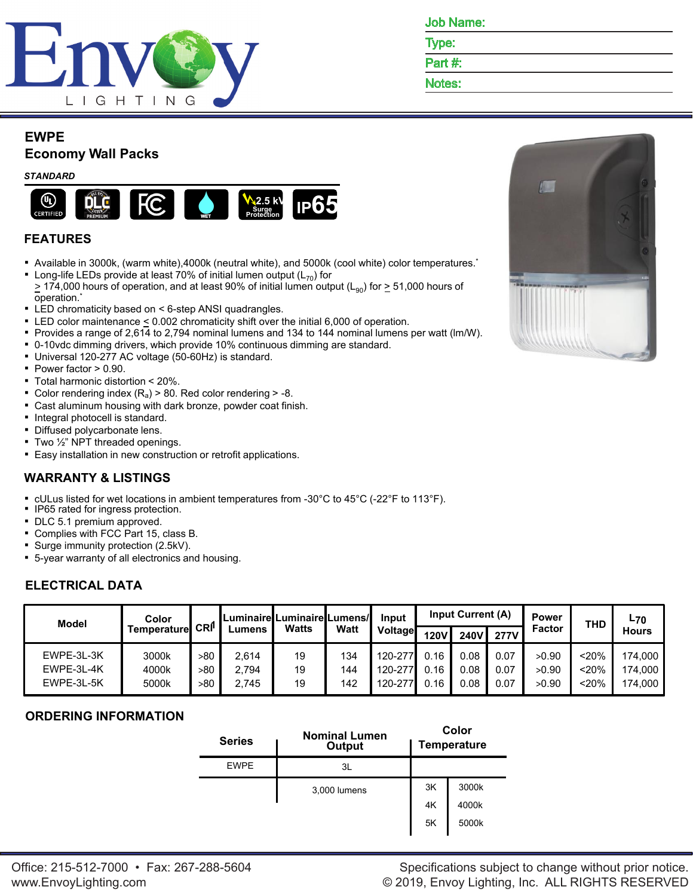Job Name:
Type:
Part #:
Notes:

# EWPE
## Economy Wall Packs

*STANDARD*

## FEATURES

- Available in 3000k, (warm white),4000k (neutral white), and 5000k (cool white) color temperatures.*
- Long-life LEDs provide at least 70% of initial lumen output ($L_{70}$) for ≥ 174,000 hours of operation, and at least 90% of initial lumen output ($L_{90}$) for ≥ 51,000 hours of operation.*
- LED chromaticity based on < 6-step ANSI quadrangles.
- LED color maintenance ≤ 0.002 chromaticity shift over the initial 6,000 of operation.
- Provides a range of 2,614 to 2,794 nominal lumens and 134 to 144 nominal lumens per watt (lm/W).
- 0-10vdc dimming drivers, which provide 10% continuous dimming are standard.
- Universal 120-277 AC voltage (50-60Hz) is standard.
- Power factor > 0.90.
- Total harmonic distortion < 20%.
- Color rendering index ($R_a$) > 80. Red color rendering > -8.
- Cast aluminum housing with dark bronze, powder coat finish.
- Integral photocell is standard.
- Diffused polycarbonate lens.
- Two ½" NPT threaded openings.
- Easy installation in new construction or retrofit applications.

## WARRANTY & LISTINGS

- cULus listed for wet locations in ambient temperatures from -30°C to 45°C (-22°F to 113°F).
- IP65 rated for ingress protection.
- DLC 5.1 premium approved.
- Complies with FCC Part 15, class B.
- Surge immunity protection (2.5kV).
- 5-year warranty of all electronics and housing.

## ELECTRICAL DATA

| Model | Color Temperature | CRI[1] | Luminaire Lumens | Luminaire Watts | Lumens/ Watt | Input Voltage | Input Current (A) | | | Power Factor | THD | $L_{70}$ Hours |
|---|---|---|---|---|---|---|---|---|---|---|---|---|
| | | | | | | | 120V | 240V | 277V | | | |
| EWPE-3L-3K | 3000k | >80 | 2,614 | 19 | 134 | 120-277 | 0.16 | 0.08 | 0.07 | >0.90 | <20% | 174,000 |
| EWPE-3L-4K | 4000k | >80 | 2,794 | 19 | 144 | 120-277 | 0.16 | 0.08 | 0.07 | >0.90 | <20% | 174,000 |
| EWPE-3L-5K | 5000k | >80 | 2,745 | 19 | 142 | 120-277 | 0.16 | 0.08 | 0.07 | >0.90 | <20% | 174,000 |

## ORDERING INFORMATION

| Series | Nominal Lumen Output | Color Temperature | |
|---|---|---|---|
| EWPE | 3L | | |
| | 3,000 lumens | 3K | 3000k |
| | | 4K | 4000k |
| | | 5K | 5000k |

Office: 215-512-7000 • Fax: 267-288-5604
www.EnvoyLighting.com

Specifications subject to change without prior notice.
© 2019, Envoy Lighting, Inc. ALL RIGHTS RESERVED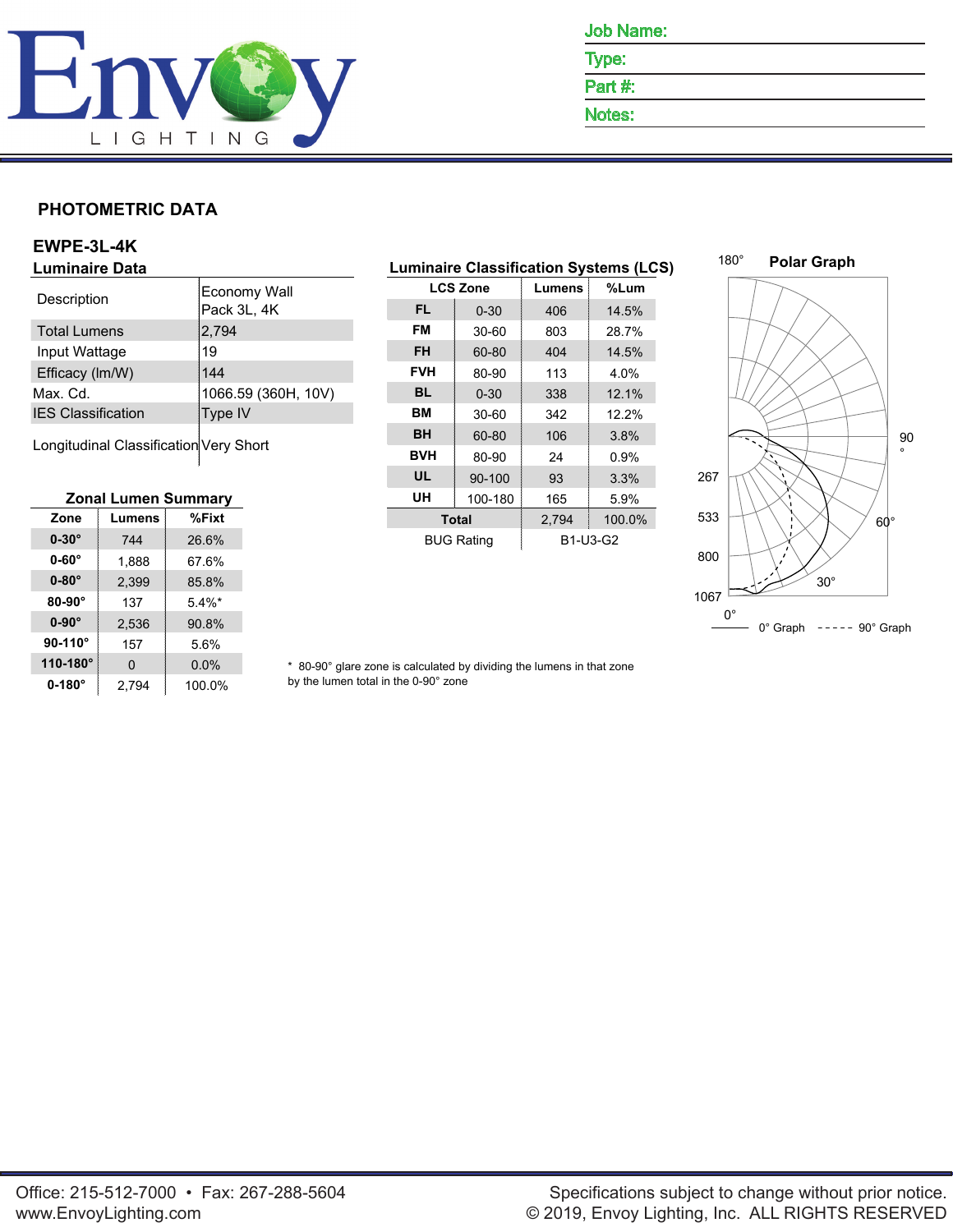Job Name:
Type:
Part #:
Notes:

## PHOTOMETRIC DATA

### EWPE-3L-4K

**Luminaire Data**

| | |
|---|---|
| Description | Economy Wall Pack 3L, 4K |
| Total Lumens | 2,794 |
| Input Wattage | 19 |
| Efficacy (lm/W) | 144 |
| Max. Cd. | 1066.59 (360H, 10V) |
| IES Classification | Type IV |
| Longitudinal Classification | Very Short |

**Zonal Lumen Summary**

| Zone | Lumens | %Fixt |
|---|---|---|
| 0-30° | 744 | 26.6% |
| 0-60° | 1,888 | 67.6% |
| 0-80° | 2,399 | 85.8% |
| 80-90° | 137 | 5.4%* |
| 0-90° | 2,536 | 90.8% |
| 90-110° | 157 | 5.6% |
| 110-180° | 0 | 0.0% |
| 0-180° | 2,794 | 100.0% |

**Luminaire Classification Systems (LCS)**

| LCS Zone | | Lumens | %Lum |
|---|---|---|---|
| FL | 0-30 | 406 | 14.5% |
| FM | 30-60 | 803 | 28.7% |
| FH | 60-80 | 404 | 14.5% |
| FVH | 80-90 | 113 | 4.0% |
| BL | 0-30 | 338 | 12.1% |
| BM | 30-60 | 342 | 12.2% |
| BH | 60-80 | 106 | 3.8% |
| BVH | 80-90 | 24 | 0.9% |
| UL | 90-100 | 93 | 3.3% |
| UH | 100-180 | 165 | 5.9% |
| Total | | 2,794 | 100.0% |
| BUG Rating | | B1-U3-G2 | |

\* 80-90° glare zone is calculated by dividing the lumens in that zone by the lumen total in the 0-90° zone

**Polar Graph**

180°
90°
60°
30°
0°
267
533
800
1067
0° Graph
90° Graph

Office: 215-512-7000 • Fax: 267-288-5604
www.EnvoyLighting.com

Specifications subject to change without prior notice.
© 2019, Envoy Lighting, Inc. ALL RIGHTS RESERVED